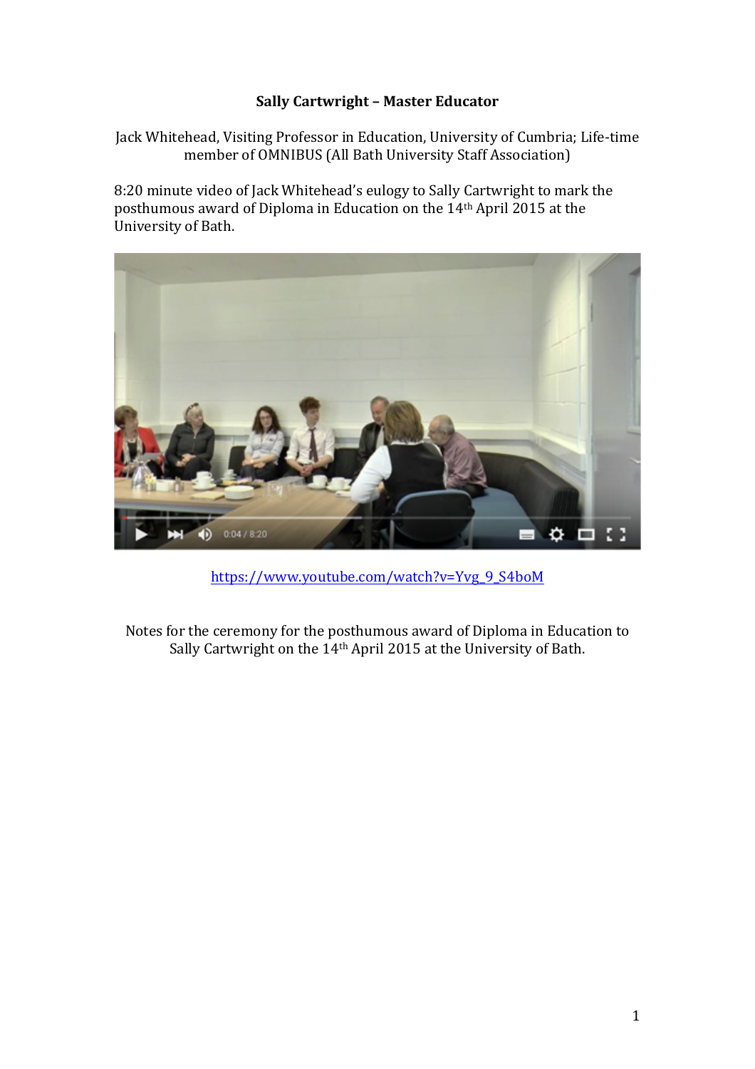**Sally Cartwright – Master Educator**

Jack Whitehead, Visiting Professor in Education, University of Cumbria; Life-time member of OMNIBUS (All Bath University Staff Association)

8:20 minute video of Jack Whitehead's eulogy to Sally Cartwright to mark the posthumous award of Diploma in Education on the 14th April 2015 at the University of Bath.

https://www.youtube.com/watch?v=Yvg_9_S4boM

Notes for the ceremony for the posthumous award of Diploma in Education to Sally Cartwright on the 14th April 2015 at the University of Bath.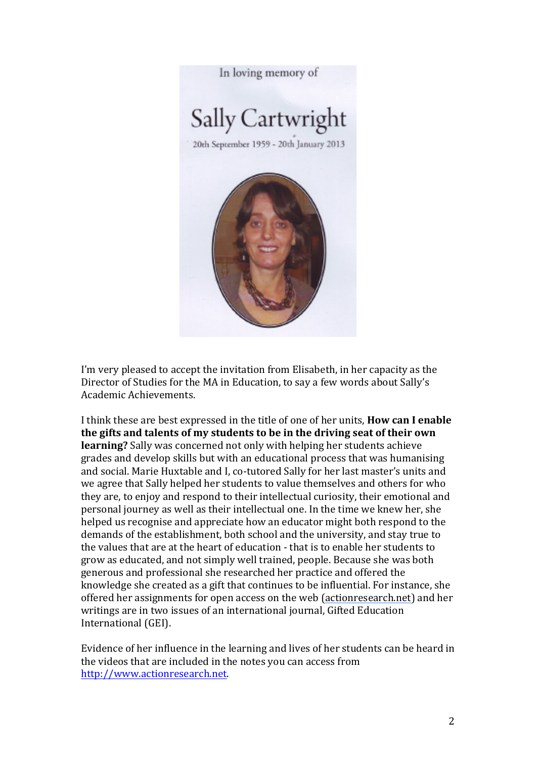In loving memory of

# Sally Cartwright

20th September 1959 - 20th January 2013

I'm very pleased to accept the invitation from Elisabeth, in her capacity as the Director of Studies for the MA in Education, to say a few words about Sally's Academic Achievements.

I think these are best expressed in the title of one of her units, **How can I enable the gifts and talents of my students to be in the driving seat of their own learning?** Sally was concerned not only with helping her students achieve grades and develop skills but with an educational process that was humanising and social. Marie Huxtable and I, co-tutored Sally for her last master's units and we agree that Sally helped her students to value themselves and others for who they are, to enjoy and respond to their intellectual curiosity, their emotional and personal journey as well as their intellectual one. In the time we knew her, she helped us recognise and appreciate how an educator might both respond to the demands of the establishment, both school and the university, and stay true to the values that are at the heart of education - that is to enable her students to grow as educated, and not simply well trained, people. Because she was both generous and professional she researched her practice and offered the knowledge she created as a gift that continues to be influential. For instance, she offered her assignments for open access on the web (actionresearch.net) and her writings are in two issues of an international journal, Gifted Education International (GEI).

Evidence of her influence in the learning and lives of her students can be heard in the videos that are included in the notes you can access from http://www.actionresearch.net.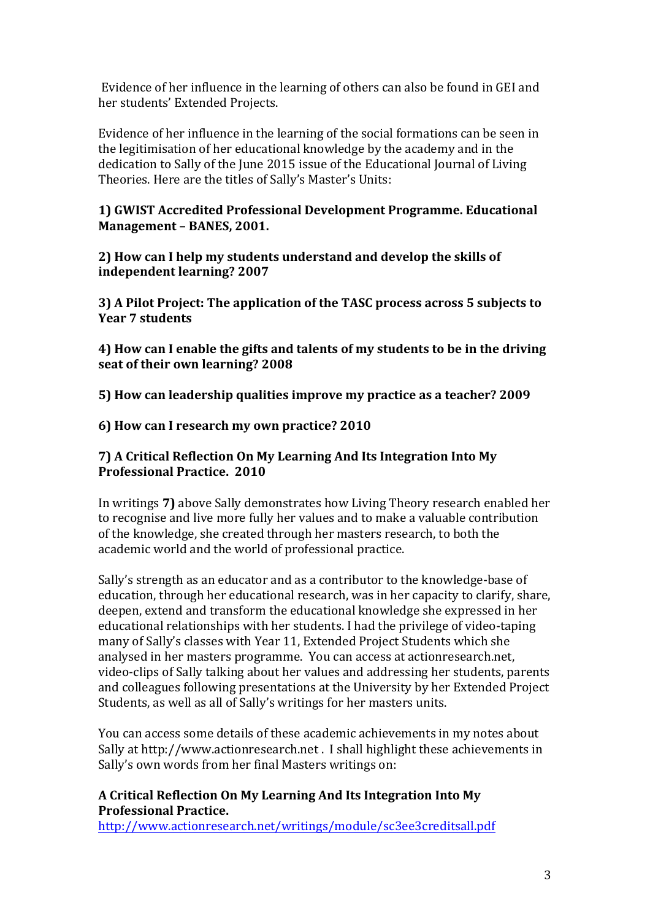Evidence of her influence in the learning of others can also be found in GEI and her students' Extended Projects.

Evidence of her influence in the learning of the social formations can be seen in the legitimisation of her educational knowledge by the academy and in the dedication to Sally of the June 2015 issue of the Educational Journal of Living Theories. Here are the titles of Sally's Master's Units:

**1) GWIST Accredited Professional Development Programme. Educational Management – BANES, 2001.**

**2) How can I help my students understand and develop the skills of independent learning? 2007**

**3) A Pilot Project: The application of the TASC process across 5 subjects to Year 7 students**

**4) How can I enable the gifts and talents of my students to be in the driving seat of their own learning? 2008**

**5) How can leadership qualities improve my practice as a teacher? 2009**

**6) How can I research my own practice? 2010**

**7) A Critical Reflection On My Learning And Its Integration Into My Professional Practice. 2010**

In writings **7)** above Sally demonstrates how Living Theory research enabled her to recognise and live more fully her values and to make a valuable contribution of the knowledge, she created through her masters research, to both the academic world and the world of professional practice.

Sally's strength as an educator and as a contributor to the knowledge-base of education, through her educational research, was in her capacity to clarify, share, deepen, extend and transform the educational knowledge she expressed in her educational relationships with her students. I had the privilege of video-taping many of Sally's classes with Year 11, Extended Project Students which she analysed in her masters programme. You can access at actionresearch.net, video-clips of Sally talking about her values and addressing her students, parents and colleagues following presentations at the University by her Extended Project Students, as well as all of Sally's writings for her masters units.

You can access some details of these academic achievements in my notes about Sally at http://www.actionresearch.net . I shall highlight these achievements in Sally's own words from her final Masters writings on:

**A Critical Reflection On My Learning And Its Integration Into My Professional Practice.**
http://www.actionresearch.net/writings/module/sc3ee3creditsall.pdf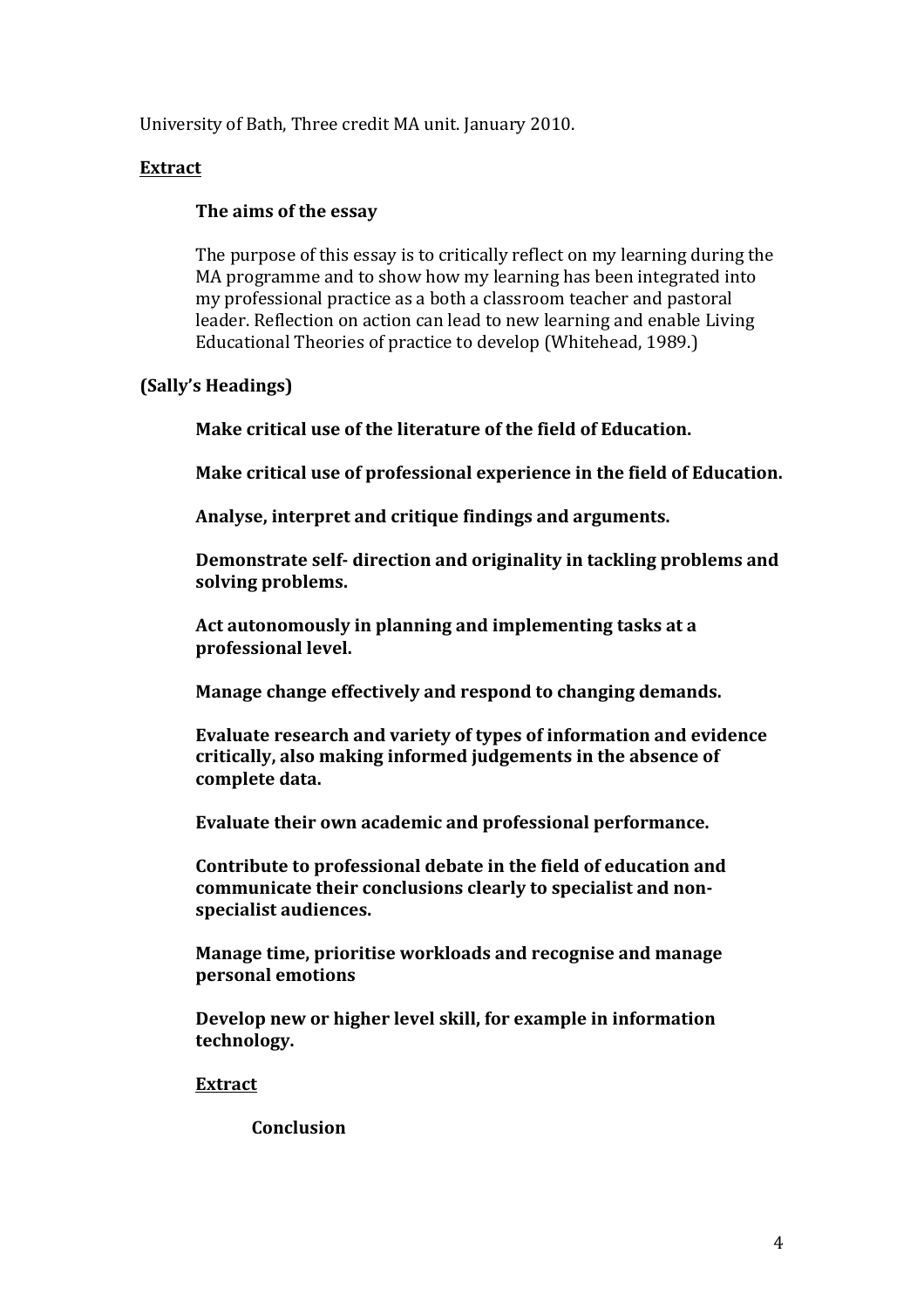University of Bath, Three credit MA unit. January 2010.

**<u>Extract</u>**

**The aims of the essay**

The purpose of this essay is to critically reflect on my learning during the MA programme and to show how my learning has been integrated into my professional practice as a both a classroom teacher and pastoral leader. Reflection on action can lead to new learning and enable Living Educational Theories of practice to develop (Whitehead, 1989.)

**(Sally's Headings)**

**Make critical use of the literature of the field of Education.**

**Make critical use of professional experience in the field of Education.**

**Analyse, interpret and critique findings and arguments.**

**Demonstrate self- direction and originality in tackling problems and solving problems.**

**Act autonomously in planning and implementing tasks at a professional level.**

**Manage change effectively and respond to changing demands.**

**Evaluate research and variety of types of information and evidence critically, also making informed judgements in the absence of complete data.**

**Evaluate their own academic and professional performance.**

**Contribute to professional debate in the field of education and communicate their conclusions clearly to specialist and non-specialist audiences.**

**Manage time, prioritise workloads and recognise and manage personal emotions**

**Develop new or higher level skill, for example in information technology.**

**<u>Extract</u>**

**Conclusion**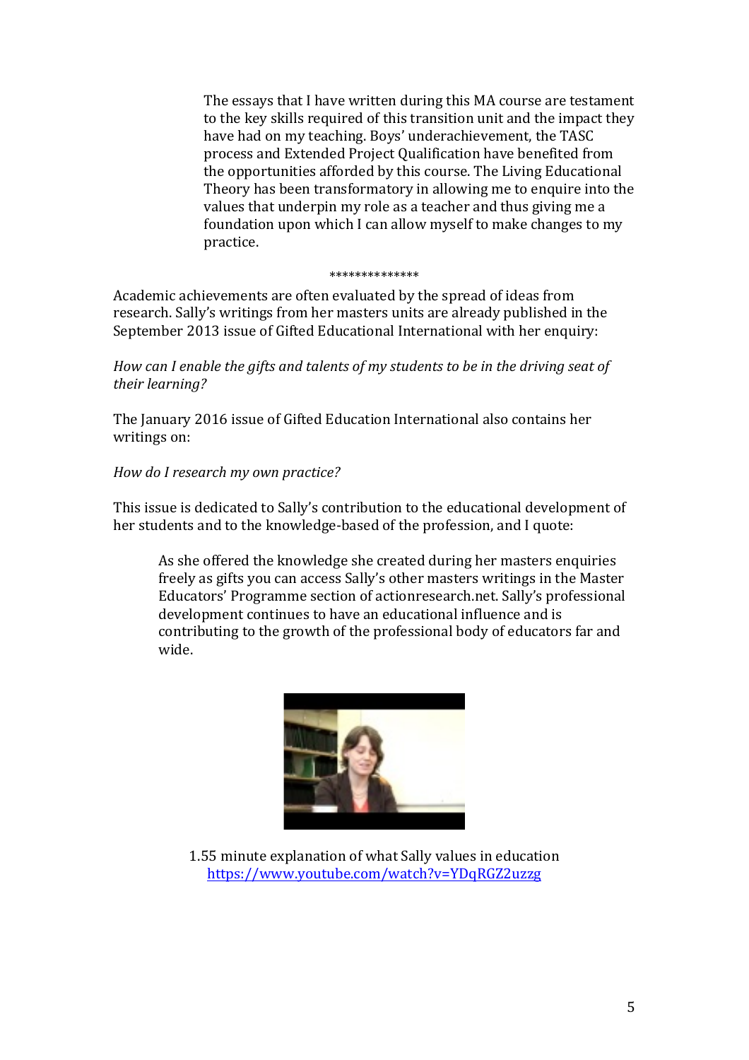> The essays that I have written during this MA course are testament to the key skills required of this transition unit and the impact they have had on my teaching. Boys' underachievement, the TASC process and Extended Project Qualification have benefited from the opportunities afforded by this course. The Living Educational Theory has been transformatory in allowing me to enquire into the values that underpin my role as a teacher and thus giving me a foundation upon which I can allow myself to make changes to my practice.

**************

Academic achievements are often evaluated by the spread of ideas from research. Sally's writings from her masters units are already published in the September 2013 issue of Gifted Educational International with her enquiry:

*How can I enable the gifts and talents of my students to be in the driving seat of their learning?*

The January 2016 issue of Gifted Education International also contains her writings on:

*How do I research my own practice?*

This issue is dedicated to Sally's contribution to the educational development of her students and to the knowledge-based of the profession, and I quote:

> As she offered the knowledge she created during her masters enquiries freely as gifts you can access Sally's other masters writings in the Master Educators' Programme section of actionresearch.net. Sally's professional development continues to have an educational influence and is contributing to the growth of the professional body of educators far and wide.

1.55 minute explanation of what Sally values in education
https://www.youtube.com/watch?v=YDqRGZ2uzzg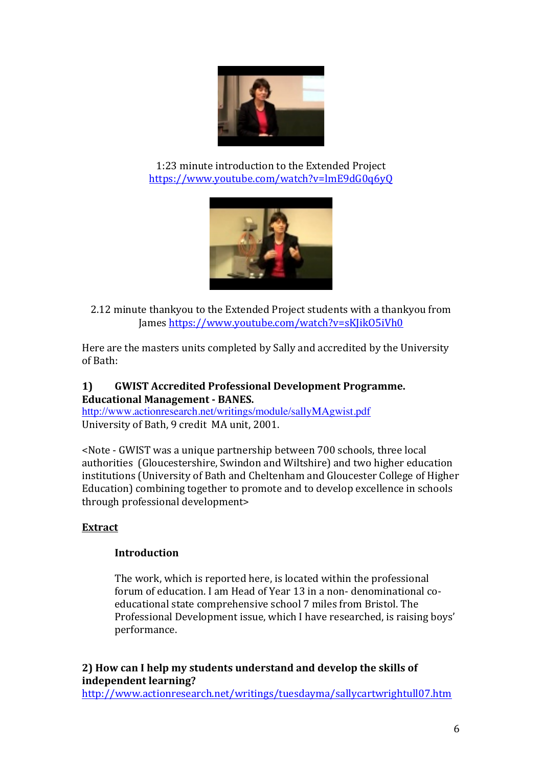1:23 minute introduction to the Extended Project
https://www.youtube.com/watch?v=lmE9dG0q6yQ

2.12 minute thankyou to the Extended Project students with a thankyou from James https://www.youtube.com/watch?v=sKJikO5iVh0

Here are the masters units completed by Sally and accredited by the University of Bath:

**1) GWIST Accredited Professional Development Programme. Educational Management - BANES.**
http://www.actionresearch.net/writings/module/sallyMAgwist.pdf
University of Bath, 9 credit MA unit, 2001.

<Note - GWIST was a unique partnership between 700 schools, three local authorities (Gloucestershire, Swindon and Wiltshire) and two higher education institutions (University of Bath and Cheltenham and Gloucester College of Higher Education) combining together to promote and to develop excellence in schools through professional development>

**Extract**

> **Introduction**
>
> The work, which is reported here, is located within the professional forum of education. I am Head of Year 13 in a non- denominational co-educational state comprehensive school 7 miles from Bristol. The Professional Development issue, which I have researched, is raising boys' performance.

**2) How can I help my students understand and develop the skills of independent learning?**
http://www.actionresearch.net/writings/tuesdayma/sallycartwrightull07.htm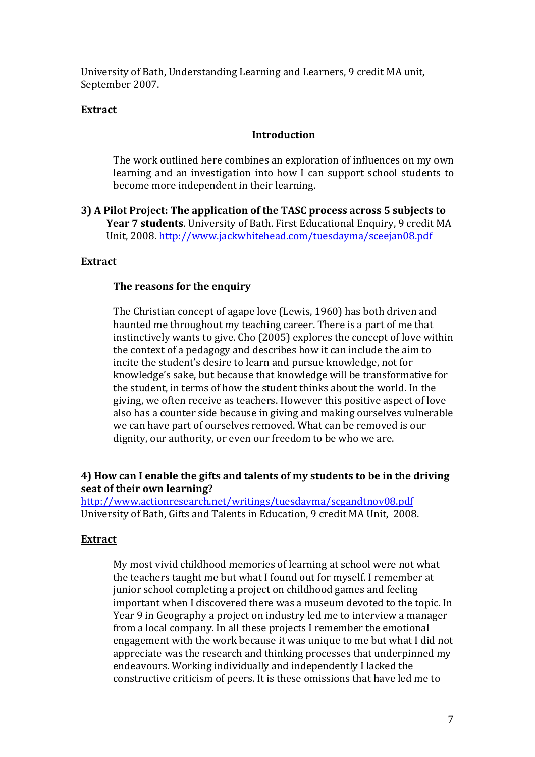University of Bath, Understanding Learning and Learners, 9 credit MA unit, September 2007.

**Extract**

**Introduction**

The work outlined here combines an exploration of influences on my own learning and an investigation into how I can support school students to become more independent in their learning.

**3) A Pilot Project: The application of the TASC process across 5 subjects to Year 7 students**. University of Bath. First Educational Enquiry, 9 credit MA Unit, 2008. http://www.jackwhitehead.com/tuesdayma/sceejan08.pdf

**Extract**

**The reasons for the enquiry**

The Christian concept of agape love (Lewis, 1960) has both driven and haunted me throughout my teaching career. There is a part of me that instinctively wants to give. Cho (2005) explores the concept of love within the context of a pedagogy and describes how it can include the aim to incite the student's desire to learn and pursue knowledge, not for knowledge's sake, but because that knowledge will be transformative for the student, in terms of how the student thinks about the world. In the giving, we often receive as teachers. However this positive aspect of love also has a counter side because in giving and making ourselves vulnerable we can have part of ourselves removed. What can be removed is our dignity, our authority, or even our freedom to be who we are.

**4) How can I enable the gifts and talents of my students to be in the driving seat of their own learning?**
http://www.actionresearch.net/writings/tuesdayma/scgandtnov08.pdf
University of Bath, Gifts and Talents in Education, 9 credit MA Unit, 2008.

**Extract**

My most vivid childhood memories of learning at school were not what the teachers taught me but what I found out for myself. I remember at junior school completing a project on childhood games and feeling important when I discovered there was a museum devoted to the topic. In Year 9 in Geography a project on industry led me to interview a manager from a local company. In all these projects I remember the emotional engagement with the work because it was unique to me but what I did not appreciate was the research and thinking processes that underpinned my endeavours. Working individually and independently I lacked the constructive criticism of peers. It is these omissions that have led me to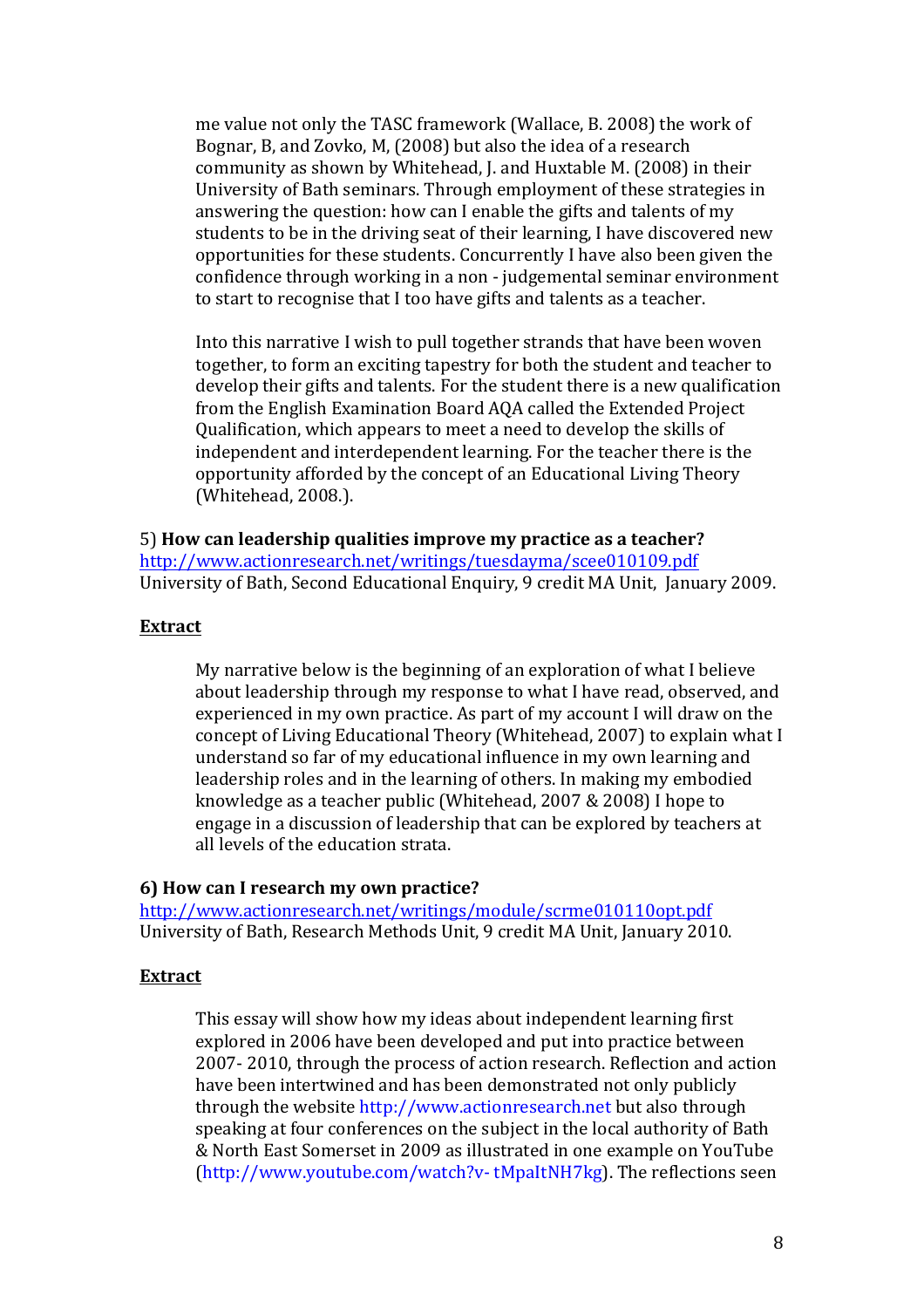me value not only the TASC framework (Wallace, B. 2008) the work of Bognar, B, and Zovko, M, (2008) but also the idea of a research community as shown by Whitehead, J. and Huxtable M. (2008) in their University of Bath seminars. Through employment of these strategies in answering the question: how can I enable the gifts and talents of my students to be in the driving seat of their learning, I have discovered new opportunities for these students. Concurrently I have also been given the confidence through working in a non - judgemental seminar environment to start to recognise that I too have gifts and talents as a teacher.

Into this narrative I wish to pull together strands that have been woven together, to form an exciting tapestry for both the student and teacher to develop their gifts and talents. For the student there is a new qualification from the English Examination Board AQA called the Extended Project Qualification, which appears to meet a need to develop the skills of independent and interdependent learning. For the teacher there is the opportunity afforded by the concept of an Educational Living Theory (Whitehead, 2008.).

5) **How can leadership qualities improve my practice as a teacher?**
http://www.actionresearch.net/writings/tuesdayma/scee010109.pdf
University of Bath, Second Educational Enquiry, 9 credit MA Unit, January 2009.

**Extract**

My narrative below is the beginning of an exploration of what I believe about leadership through my response to what I have read, observed, and experienced in my own practice. As part of my account I will draw on the concept of Living Educational Theory (Whitehead, 2007) to explain what I understand so far of my educational influence in my own learning and leadership roles and in the learning of others. In making my embodied knowledge as a teacher public (Whitehead, 2007 & 2008) I hope to engage in a discussion of leadership that can be explored by teachers at all levels of the education strata.

**6) How can I research my own practice?**
http://www.actionresearch.net/writings/module/scrme010110opt.pdf
University of Bath, Research Methods Unit, 9 credit MA Unit, January 2010.

**Extract**

This essay will show how my ideas about independent learning first explored in 2006 have been developed and put into practice between 2007- 2010, through the process of action research. Reflection and action have been intertwined and has been demonstrated not only publicly through the website http://www.actionresearch.net but also through speaking at four conferences on the subject in the local authority of Bath & North East Somerset in 2009 as illustrated in one example on YouTube (http://www.youtube.com/watch?v- tMpaItNH7kg). The reflections seen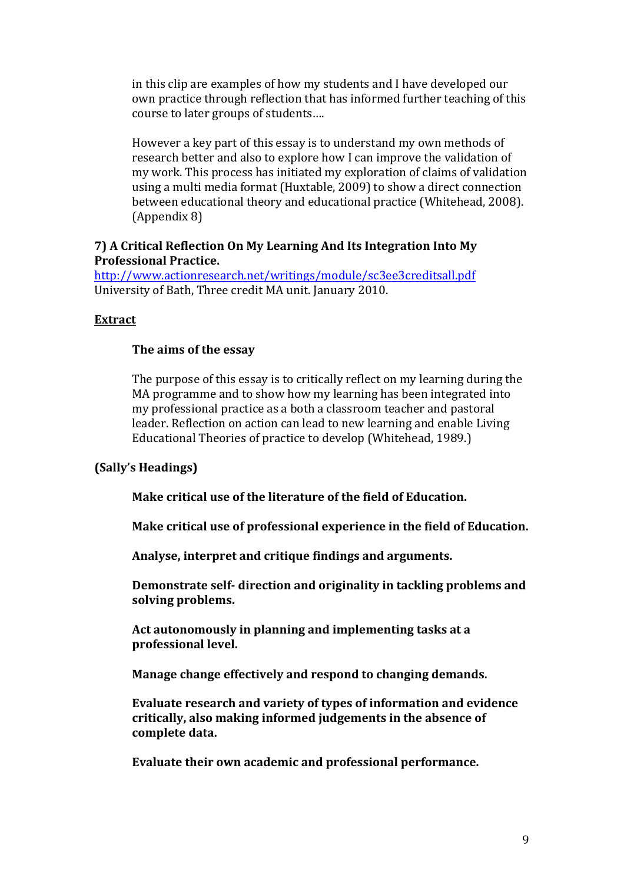in this clip are examples of how my students and I have developed our own practice through reflection that has informed further teaching of this course to later groups of students….

However a key part of this essay is to understand my own methods of research better and also to explore how I can improve the validation of my work. This process has initiated my exploration of claims of validation using a multi media format (Huxtable, 2009) to show a direct connection between educational theory and educational practice (Whitehead, 2008). (Appendix 8)

**7) A Critical Reflection On My Learning And Its Integration Into My Professional Practice.**
[http://www.actionresearch.net/writings/module/sc3ee3creditsall.pdf](http://www.actionresearch.net/writings/module/sc3ee3creditsall.pdf)
University of Bath, Three credit MA unit. January 2010.

**Extract**

**The aims of the essay**

The purpose of this essay is to critically reflect on my learning during the MA programme and to show how my learning has been integrated into my professional practice as a both a classroom teacher and pastoral leader. Reflection on action can lead to new learning and enable Living Educational Theories of practice to develop (Whitehead, 1989.)

**(Sally's Headings)**

**Make critical use of the literature of the field of Education.**

**Make critical use of professional experience in the field of Education.**

**Analyse, interpret and critique findings and arguments.**

**Demonstrate self- direction and originality in tackling problems and solving problems.**

**Act autonomously in planning and implementing tasks at a professional level.**

**Manage change effectively and respond to changing demands.**

**Evaluate research and variety of types of information and evidence critically, also making informed judgements in the absence of complete data.**

**Evaluate their own academic and professional performance.**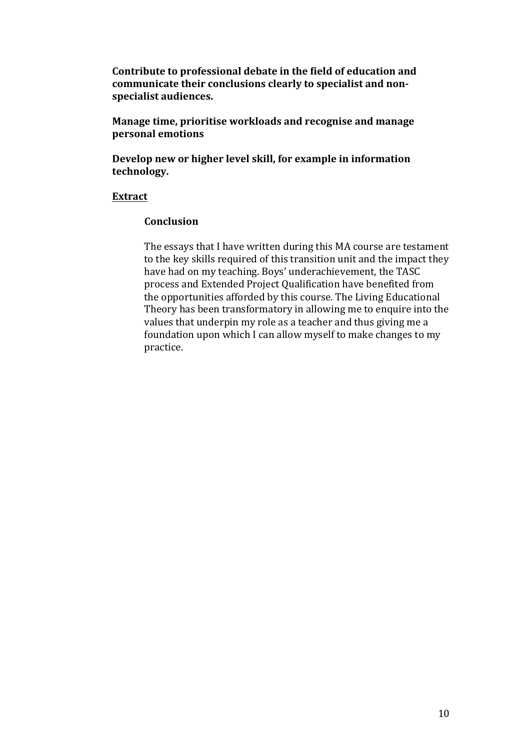**Contribute to professional debate in the field of education and communicate their conclusions clearly to specialist and non-specialist audiences.**

**Manage time, prioritise workloads and recognise and manage personal emotions**

**Develop new or higher level skill, for example in information technology.**

**<u>Extract</u>**

> **Conclusion**
>
> The essays that I have written during this MA course are testament to the key skills required of this transition unit and the impact they have had on my teaching. Boys' underachievement, the TASC process and Extended Project Qualification have benefited from the opportunities afforded by this course. The Living Educational Theory has been transformatory in allowing me to enquire into the values that underpin my role as a teacher and thus giving me a foundation upon which I can allow myself to make changes to my practice.